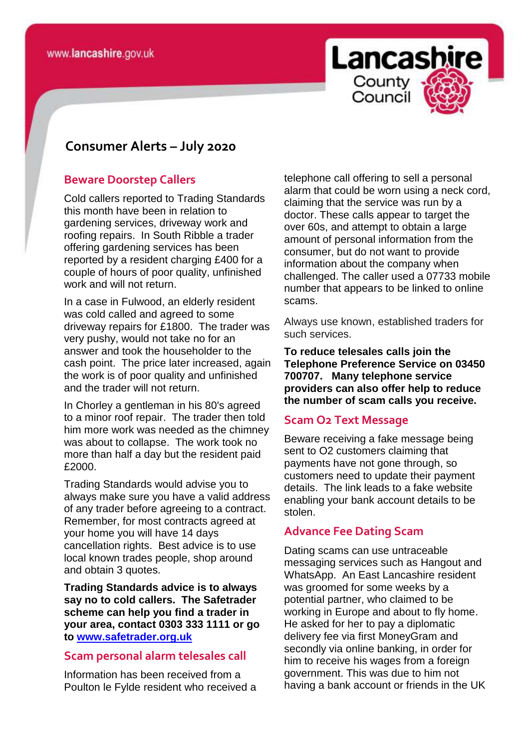# Consumer Alerts – July 2020

## Beware Doorstep Callers

Cold callers reported to Trading Standards this month have been in relation to gardening services, driveway work and roofing repairs. In South Ribble a trader offering gardening services has been reported by a resident charging £400 for a couple of hours of poor quality, unfinished work and will not return.

In a case in Fulwood, an elderly resident was cold called and agreed to some driveway repairs for £1800. The trader was very pushy, would not take no for an answer and took the householder to the cash point. The price later increased, again the work is of poor quality and unfinished and the trader will not return.

In Chorley a gentleman in his 80's agreed to a minor roof repair. The trader then told him more work was needed as the chimney was about to collapse. The work took no more than half a day but the resident paid £2000.

Trading Standards would advise you to always make sure you have a valid address of any trader before agreeing to a contract. Remember, for most contracts agreed at your home you will have 14 days cancellation rights. Best advice is to use local known trades people, shop around and obtain 3 quotes.

**Trading Standards advice is to always say no to cold callers. The Safetrader scheme can help you find a trader in your area, contact 0303 333 1111 or go to [www.safetrader.org.uk](http://www.safetrader.org.uk)**

## Scam personal alarm telesales call

Information has been received from a Poulton le Fylde resident who received a telephone call offering to sell a personal alarm that could be worn using a neck cord, claiming that the service was run by a doctor. These calls appear to target the over 60s, and attempt to obtain a large amount of personal information from the consumer, but do not want to provide information about the company when challenged. The caller used a 07733 mobile number that appears to be linked to online scams.

Always use known, established traders for such services.

**To reduce telesales calls join the Telephone Preference Service on 03450 700707. Many telephone service providers can also offer help to reduce the number of scam calls you receive.**

## Scam O2 Text Message

Beware receiving a fake message being sent to O2 customers claiming that payments have not gone through, so customers need to update their payment details. The link leads to a fake website enabling your bank account details to be stolen.

## Advance Fee Dating Scam

Dating scams can use untraceable messaging services such as Hangout and WhatsApp. An East Lancashire resident was groomed for some weeks by a potential partner, who claimed to be working in Europe and about to fly home. He asked for her to pay a diplomatic delivery fee via first MoneyGram and secondly via online banking, in order for him to receive his wages from a foreign government. This was due to him not having a bank account or friends in the UK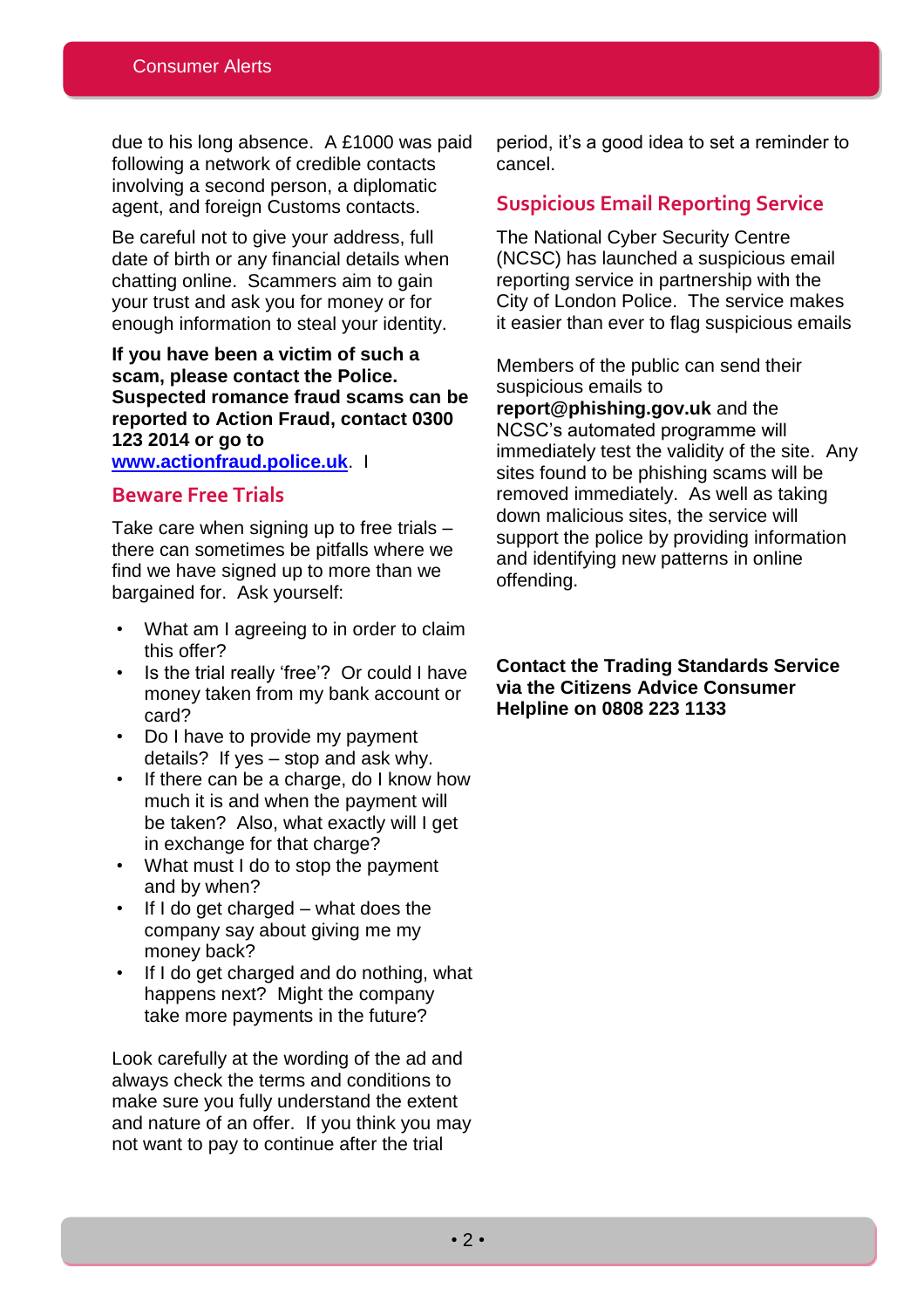due to his long absence. A £1000 was paid following a network of credible contacts involving a second person, a diplomatic agent, and foreign Customs contacts.

Be careful not to give your address, full date of birth or any financial details when chatting online. Scammers aim to gain your trust and ask you for money or for enough information to steal your identity.

**If you have been a victim of such a scam, please contact the Police. Suspected romance fraud scams can be reported to Action Fraud, contact 0300 123 2014 or go to [www.actionfraud.police.uk](http://www.actionfraud.police.uk).** I

## Beware Free Trials

Take care when signing up to free trials – there can sometimes be pitfalls where we find we have signed up to more than we bargained for. Ask yourself:

- What am I agreeing to in order to claim this offer?
- Is the trial really 'free'? Or could I have money taken from my bank account or card?
- Do I have to provide my payment details? If yes – stop and ask why.
- If there can be a charge, do I know how much it is and when the payment will be taken? Also, what exactly will I get in exchange for that charge?
- What must I do to stop the payment and by when?
- If I do get charged – what does the company say about giving me my money back?
- If I do get charged and do nothing, what happens next? Might the company take more payments in the future?

Look carefully at the wording of the ad and always check the terms and conditions to make sure you fully understand the extent and nature of an offer. If you think you may not want to pay to continue after the trial period, it's a good idea to set a reminder to cancel.

## Suspicious Email Reporting Service

The National Cyber Security Centre (NCSC) has launched a suspicious email reporting service in partnership with the City of London Police. The service makes it easier than ever to flag suspicious emails

Members of the public can send their suspicious emails to **report@phishing.gov.uk** and the NCSC's automated programme will immediately test the validity of the site. Any sites found to be phishing scams will be removed immediately. As well as taking down malicious sites, the service will support the police by providing information and identifying new patterns in online offending.

**Contact the Trading Standards Service via the Citizens Advice Consumer Helpline on 0808 223 1133**